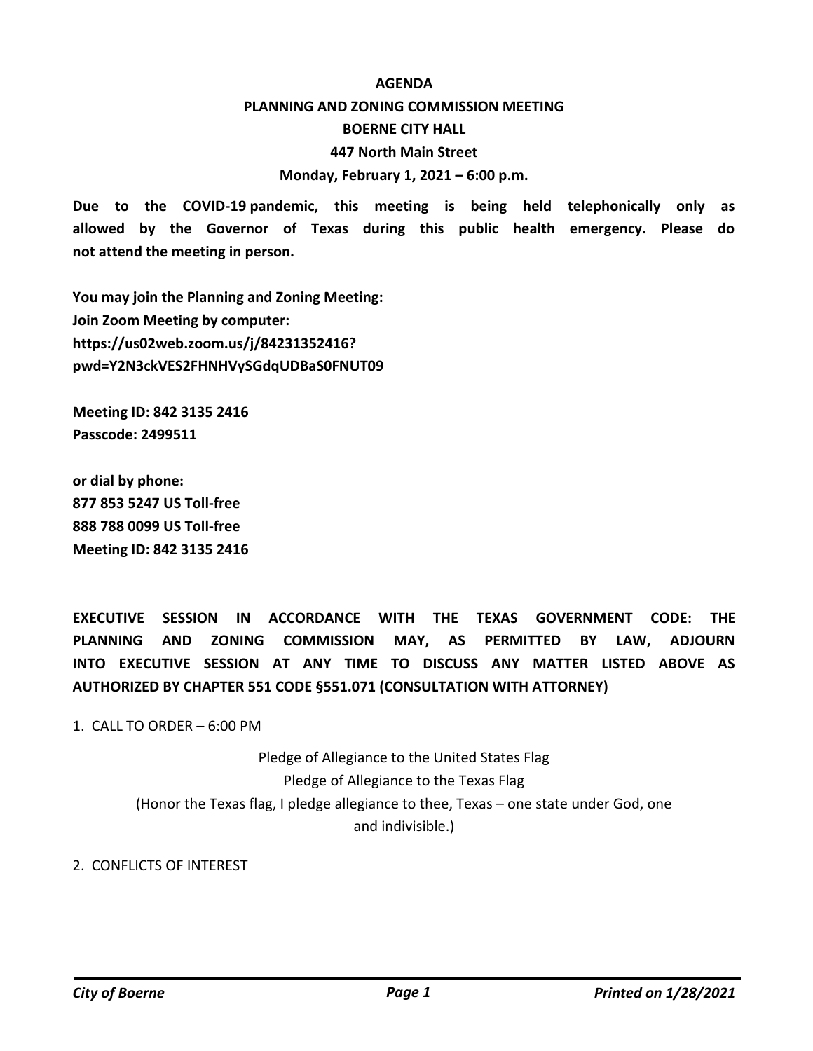# AGENDA

## PLANNING AND ZONING COMMISSION MEETING

## BOERNE CITY HALL

## 447 North Main Street

## Monday, February 1, 2021 – 6:00 p.m.

**Due to the COVID-19 pandemic, this meeting is being held telephonically only as allowed by the Governor of Texas during this public health emergency. Please do not attend the meeting in person.**

**You may join the Planning and Zoning Meeting:**
**Join Zoom Meeting by computer:**
**https://us02web.zoom.us/j/84231352416?pwd=Y2N3ckVES2FHNHVySGdqUDBaS0FNUT09**

**Meeting ID: 842 3135 2416**
**Passcode: 2499511**

**or dial by phone:**
**877 853 5247 US Toll-free**
**888 788 0099 US Toll-free**
**Meeting ID: 842 3135 2416**

**EXECUTIVE SESSION IN ACCORDANCE WITH THE TEXAS GOVERNMENT CODE: THE PLANNING AND ZONING COMMISSION MAY, AS PERMITTED BY LAW, ADJOURN INTO EXECUTIVE SESSION AT ANY TIME TO DISCUSS ANY MATTER LISTED ABOVE AS AUTHORIZED BY CHAPTER 551 CODE §551.071 (CONSULTATION WITH ATTORNEY)**

1. CALL TO ORDER – 6:00 PM

Pledge of Allegiance to the United States Flag
Pledge of Allegiance to the Texas Flag
(Honor the Texas flag, I pledge allegiance to thee, Texas – one state under God, one and indivisible.)

2. CONFLICTS OF INTEREST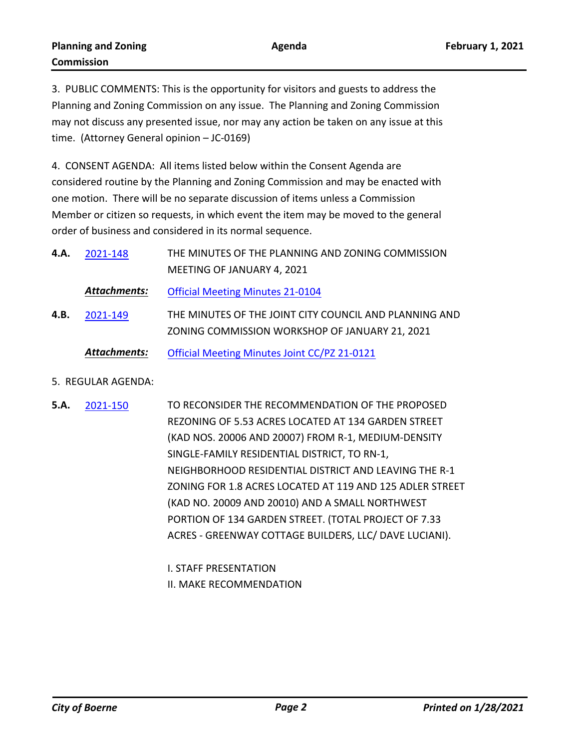3. PUBLIC COMMENTS: This is the opportunity for visitors and guests to address the Planning and Zoning Commission on any issue. The Planning and Zoning Commission may not discuss any presented issue, nor may any action be taken on any issue at this time. (Attorney General opinion – JC-0169)

4. CONSENT AGENDA: All items listed below within the Consent Agenda are considered routine by the Planning and Zoning Commission and may be enacted with one motion. There will be no separate discussion of items unless a Commission Member or citizen so requests, in which event the item may be moved to the general order of business and considered in its normal sequence.

**4.A.** 2021-148 THE MINUTES OF THE PLANNING AND ZONING COMMISSION MEETING OF JANUARY 4, 2021

***Attachments:*** Official Meeting Minutes 21-0104

**4.B.** 2021-149 THE MINUTES OF THE JOINT CITY COUNCIL AND PLANNING AND ZONING COMMISSION WORKSHOP OF JANUARY 21, 2021

***Attachments:*** Official Meeting Minutes Joint CC/PZ 21-0121

5. REGULAR AGENDA:

**5.A.** 2021-150 TO RECONSIDER THE RECOMMENDATION OF THE PROPOSED REZONING OF 5.53 ACRES LOCATED AT 134 GARDEN STREET (KAD NOS. 20006 AND 20007) FROM R-1, MEDIUM-DENSITY SINGLE-FAMILY RESIDENTIAL DISTRICT, TO RN-1, NEIGHBORHOOD RESIDENTIAL DISTRICT AND LEAVING THE R-1 ZONING FOR 1.8 ACRES LOCATED AT 119 AND 125 ADLER STREET (KAD NO. 20009 AND 20010) AND A SMALL NORTHWEST PORTION OF 134 GARDEN STREET. (TOTAL PROJECT OF 7.33 ACRES - GREENWAY COTTAGE BUILDERS, LLC/ DAVE LUCIANI).

I. STAFF PRESENTATION
II. MAKE RECOMMENDATION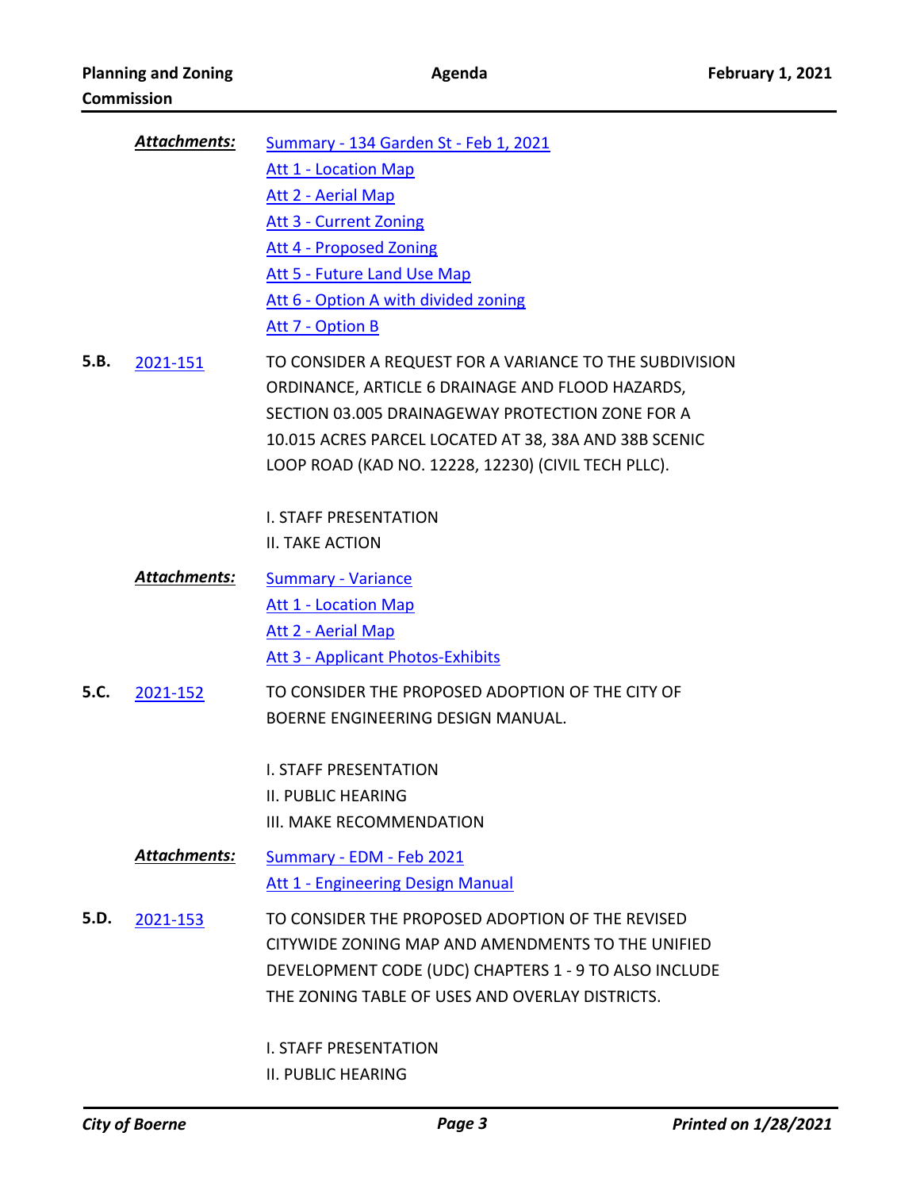***Attachments:***
- Summary - 134 Garden St - Feb 1, 2021
- Att 1 - Location Map
- Att 2 - Aerial Map
- Att 3 - Current Zoning
- Att 4 - Proposed Zoning
- Att 5 - Future Land Use Map
- Att 6 - Option A with divided zoning
- Att 7 - Option B

**5.B.** 2021-151

TO CONSIDER A REQUEST FOR A VARIANCE TO THE SUBDIVISION ORDINANCE, ARTICLE 6 DRAINAGE AND FLOOD HAZARDS, SECTION 03.005 DRAINAGEWAY PROTECTION ZONE FOR A 10.015 ACRES PARCEL LOCATED AT 38, 38A AND 38B SCENIC LOOP ROAD (KAD NO. 12228, 12230) (CIVIL TECH PLLC).

I. STAFF PRESENTATION
II. TAKE ACTION

***Attachments:***
- Summary - Variance
- Att 1 - Location Map
- Att 2 - Aerial Map
- Att 3 - Applicant Photos-Exhibits

**5.C.** 2021-152

TO CONSIDER THE PROPOSED ADOPTION OF THE CITY OF BOERNE ENGINEERING DESIGN MANUAL.

I. STAFF PRESENTATION
II. PUBLIC HEARING
III. MAKE RECOMMENDATION

***Attachments:***
- Summary - EDM - Feb 2021
- Att 1 - Engineering Design Manual

**5.D.** 2021-153

TO CONSIDER THE PROPOSED ADOPTION OF THE REVISED CITYWIDE ZONING MAP AND AMENDMENTS TO THE UNIFIED DEVELOPMENT CODE (UDC) CHAPTERS 1 - 9 TO ALSO INCLUDE THE ZONING TABLE OF USES AND OVERLAY DISTRICTS.

I. STAFF PRESENTATION
II. PUBLIC HEARING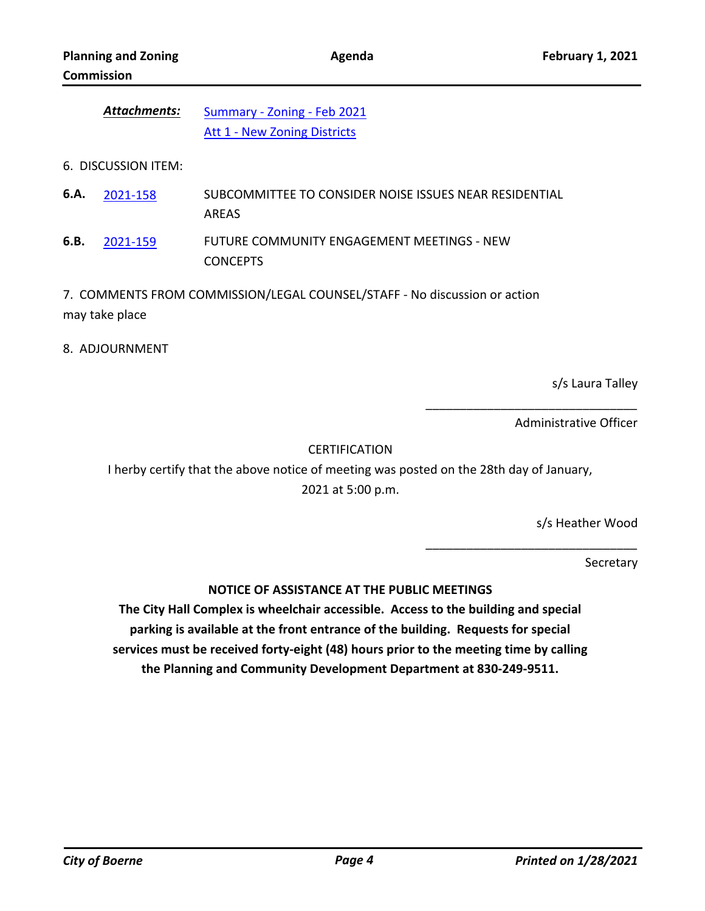***Attachments:*** Summary - Zoning - Feb 2021
Att 1 - New Zoning Districts

6. DISCUSSION ITEM:

**6.A.** 2021-158 SUBCOMMITTEE TO CONSIDER NOISE ISSUES NEAR RESIDENTIAL AREAS

**6.B.** 2021-159 FUTURE COMMUNITY ENGAGEMENT MEETINGS - NEW CONCEPTS

7. COMMENTS FROM COMMISSION/LEGAL COUNSEL/STAFF - No discussion or action may take place

8. ADJOURNMENT

s/s Laura Talley

\_\_\_\_\_\_\_\_\_\_\_\_\_\_\_\_\_\_\_\_\_\_\_\_\_\_\_\_\_\_\_\_\_

Administrative Officer

CERTIFICATION

I herby certify that the above notice of meeting was posted on the 28th day of January, 2021 at 5:00 p.m.

s/s Heather Wood

\_\_\_\_\_\_\_\_\_\_\_\_\_\_\_\_\_\_\_\_\_\_\_\_\_\_\_\_\_\_\_\_\_

Secretary

**NOTICE OF ASSISTANCE AT THE PUBLIC MEETINGS**

**The City Hall Complex is wheelchair accessible. Access to the building and special parking is available at the front entrance of the building. Requests for special services must be received forty-eight (48) hours prior to the meeting time by calling the Planning and Community Development Department at 830-249-9511.**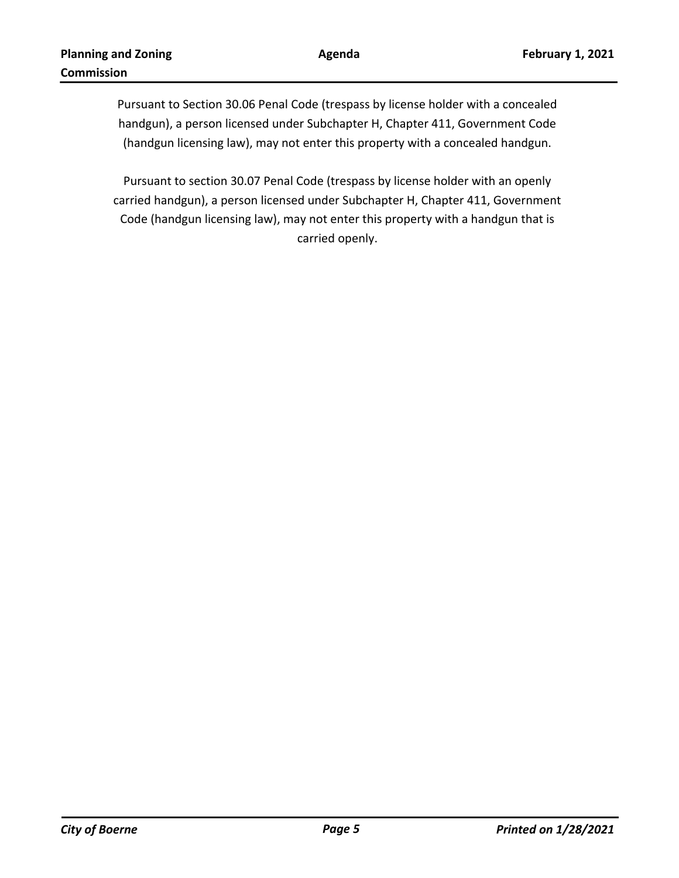Pursuant to Section 30.06 Penal Code (trespass by license holder with a concealed handgun), a person licensed under Subchapter H, Chapter 411, Government Code (handgun licensing law), may not enter this property with a concealed handgun.

Pursuant to section 30.07 Penal Code (trespass by license holder with an openly carried handgun), a person licensed under Subchapter H, Chapter 411, Government Code (handgun licensing law), may not enter this property with a handgun that is carried openly.